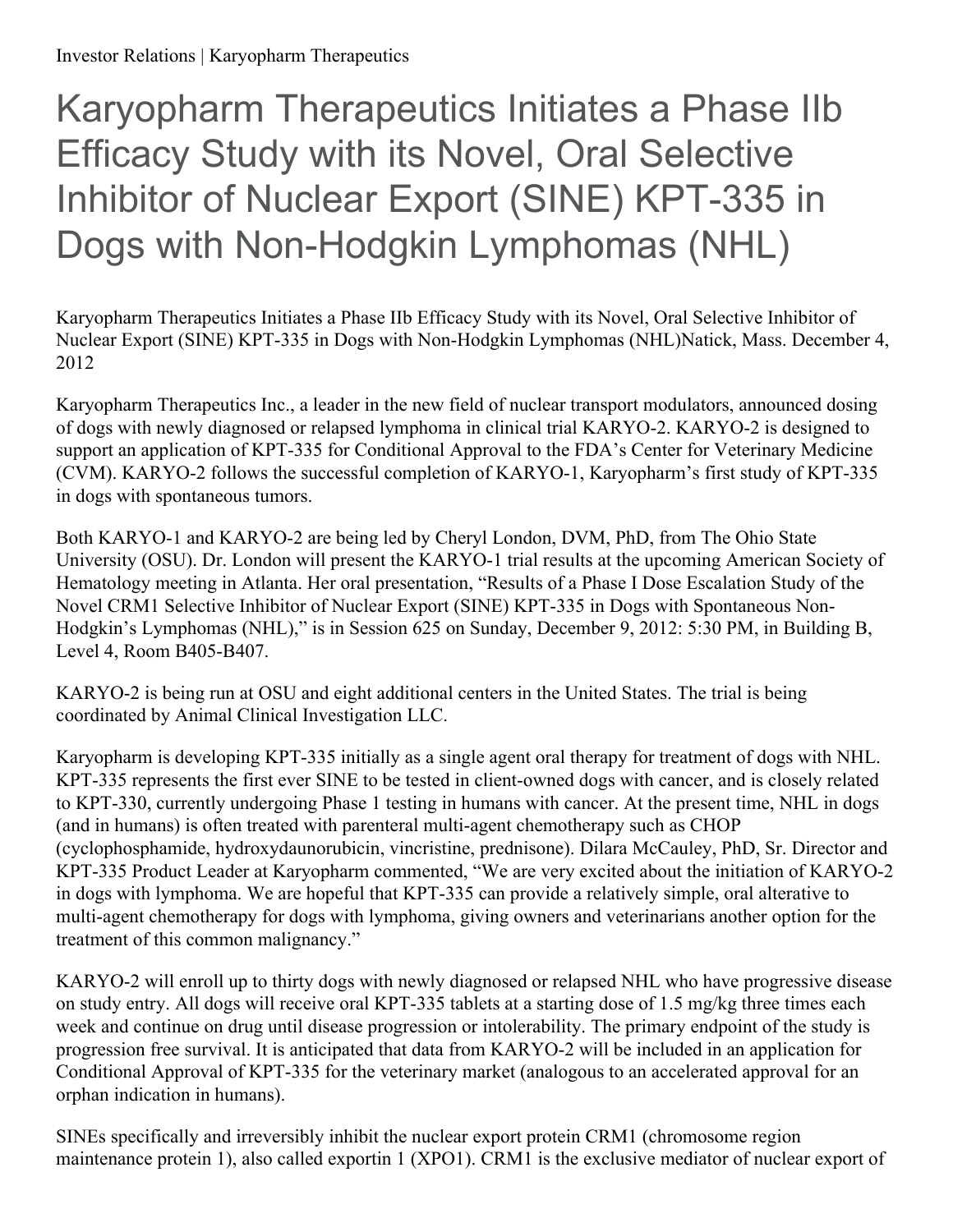Investor Relations | Karyopharm Therapeutics

# Karyopharm Therapeutics Initiates a Phase IIb Efficacy Study with its Novel, Oral Selective Inhibitor of Nuclear Export (SINE) KPT-335 in Dogs with Non-Hodgkin Lymphomas (NHL)

Karyopharm Therapeutics Initiates a Phase IIb Efficacy Study with its Novel, Oral Selective Inhibitor of Nuclear Export (SINE) KPT-335 in Dogs with Non-Hodgkin Lymphomas (NHL)Natick, Mass. December 4, 2012

Karyopharm Therapeutics Inc., a leader in the new field of nuclear transport modulators, announced dosing of dogs with newly diagnosed or relapsed lymphoma in clinical trial KARYO-2. KARYO-2 is designed to support an application of KPT-335 for Conditional Approval to the FDA's Center for Veterinary Medicine (CVM). KARYO-2 follows the successful completion of KARYO-1, Karyopharm's first study of KPT-335 in dogs with spontaneous tumors.

Both KARYO-1 and KARYO-2 are being led by Cheryl London, DVM, PhD, from The Ohio State University (OSU). Dr. London will present the KARYO-1 trial results at the upcoming American Society of Hematology meeting in Atlanta. Her oral presentation, "Results of a Phase I Dose Escalation Study of the Novel CRM1 Selective Inhibitor of Nuclear Export (SINE) KPT-335 in Dogs with Spontaneous Non-Hodgkin's Lymphomas (NHL)," is in Session 625 on Sunday, December 9, 2012: 5:30 PM, in Building B, Level 4, Room B405-B407.

KARYO-2 is being run at OSU and eight additional centers in the United States. The trial is being coordinated by Animal Clinical Investigation LLC.

Karyopharm is developing KPT-335 initially as a single agent oral therapy for treatment of dogs with NHL. KPT-335 represents the first ever SINE to be tested in client-owned dogs with cancer, and is closely related to KPT-330, currently undergoing Phase 1 testing in humans with cancer. At the present time, NHL in dogs (and in humans) is often treated with parenteral multi-agent chemotherapy such as CHOP (cyclophosphamide, hydroxydaunorubicin, vincristine, prednisone). Dilara McCauley, PhD, Sr. Director and KPT-335 Product Leader at Karyopharm commented, "We are very excited about the initiation of KARYO-2 in dogs with lymphoma. We are hopeful that KPT-335 can provide a relatively simple, oral alterative to multi-agent chemotherapy for dogs with lymphoma, giving owners and veterinarians another option for the treatment of this common malignancy."

KARYO-2 will enroll up to thirty dogs with newly diagnosed or relapsed NHL who have progressive disease on study entry. All dogs will receive oral KPT-335 tablets at a starting dose of 1.5 mg/kg three times each week and continue on drug until disease progression or intolerability. The primary endpoint of the study is progression free survival. It is anticipated that data from KARYO-2 will be included in an application for Conditional Approval of KPT-335 for the veterinary market (analogous to an accelerated approval for an orphan indication in humans).

SINEs specifically and irreversibly inhibit the nuclear export protein CRM1 (chromosome region maintenance protein 1), also called exportin 1 (XPO1). CRM1 is the exclusive mediator of nuclear export of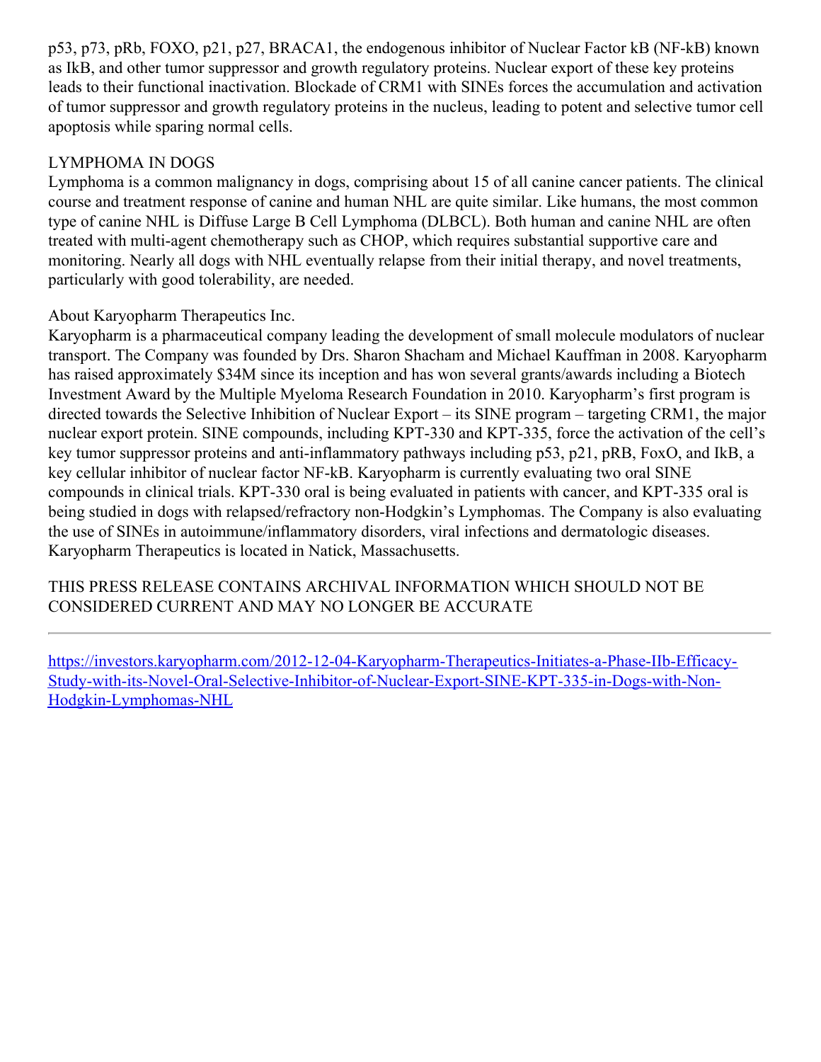p53, p73, pRb, FOXO, p21, p27, BRACA1, the endogenous inhibitor of Nuclear Factor kB (NF-kB) known as IkB, and other tumor suppressor and growth regulatory proteins. Nuclear export of these key proteins leads to their functional inactivation. Blockade of CRM1 with SINEs forces the accumulation and activation of tumor suppressor and growth regulatory proteins in the nucleus, leading to potent and selective tumor cell apoptosis while sparing normal cells.

LYMPHOMA IN DOGS

Lymphoma is a common malignancy in dogs, comprising about 15 of all canine cancer patients. The clinical course and treatment response of canine and human NHL are quite similar. Like humans, the most common type of canine NHL is Diffuse Large B Cell Lymphoma (DLBCL). Both human and canine NHL are often treated with multi-agent chemotherapy such as CHOP, which requires substantial supportive care and monitoring. Nearly all dogs with NHL eventually relapse from their initial therapy, and novel treatments, particularly with good tolerability, are needed.

About Karyopharm Therapeutics Inc.

Karyopharm is a pharmaceutical company leading the development of small molecule modulators of nuclear transport. The Company was founded by Drs. Sharon Shacham and Michael Kauffman in 2008. Karyopharm has raised approximately $34M since its inception and has won several grants/awards including a Biotech Investment Award by the Multiple Myeloma Research Foundation in 2010. Karyopharm's first program is directed towards the Selective Inhibition of Nuclear Export – its SINE program – targeting CRM1, the major nuclear export protein. SINE compounds, including KPT-330 and KPT-335, force the activation of the cell's key tumor suppressor proteins and anti-inflammatory pathways including p53, p21, pRB, FoxO, and IkB, a key cellular inhibitor of nuclear factor NF-kB. Karyopharm is currently evaluating two oral SINE compounds in clinical trials. KPT-330 oral is being evaluated in patients with cancer, and KPT-335 oral is being studied in dogs with relapsed/refractory non-Hodgkin's Lymphomas. The Company is also evaluating the use of SINEs in autoimmune/inflammatory disorders, viral infections and dermatologic diseases. Karyopharm Therapeutics is located in Natick, Massachusetts.

THIS PRESS RELEASE CONTAINS ARCHIVAL INFORMATION WHICH SHOULD NOT BE CONSIDERED CURRENT AND MAY NO LONGER BE ACCURATE

---

https://investors.karyopharm.com/2012-12-04-Karyopharm-Therapeutics-Initiates-a-Phase-IIb-Efficacy-Study-with-its-Novel-Oral-Selective-Inhibitor-of-Nuclear-Export-SINE-KPT-335-in-Dogs-with-Non-Hodgkin-Lymphomas-NHL